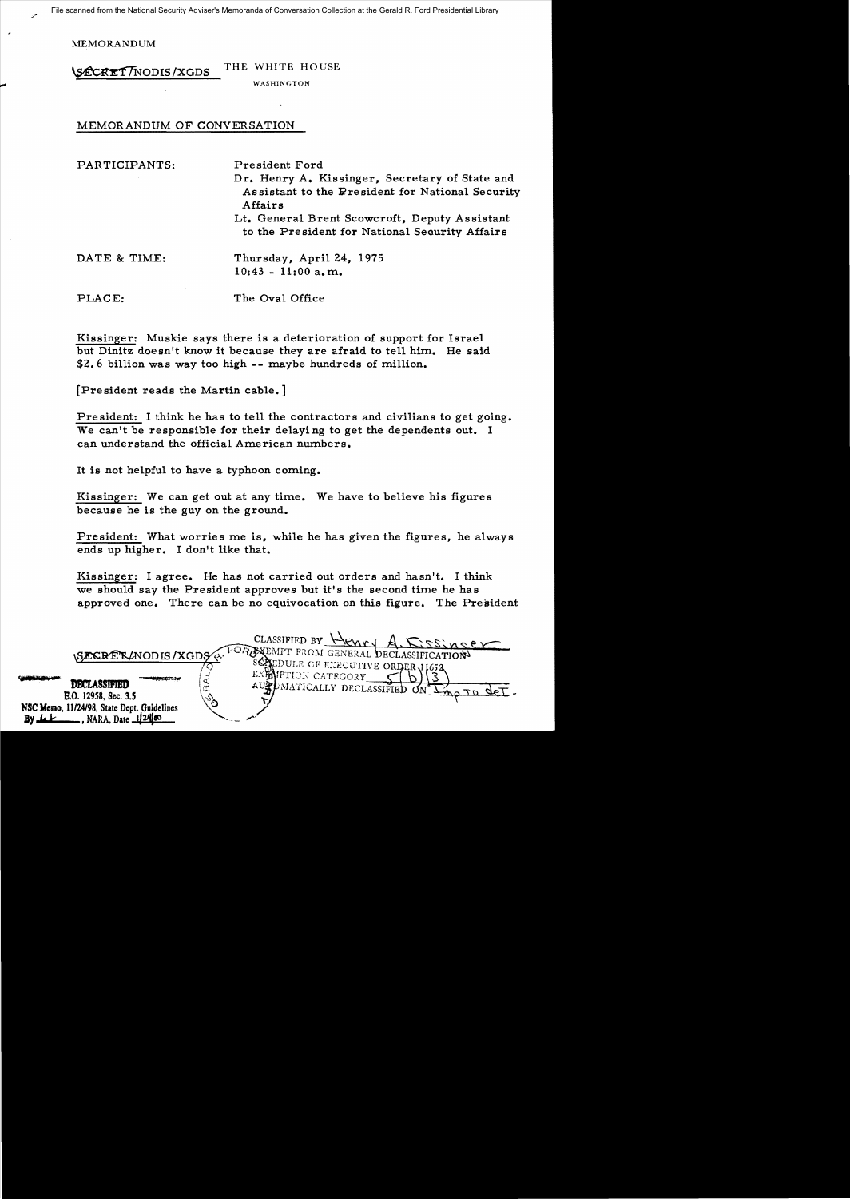File scanned from the National Security Adviser's Memoranda of Conversation Collection at the Gerald R. Ford Presidential Library

MEMORANDUM

SECRET/NODIS/XGDS THE WHITE HOUSE

WASHINGTON

MEMORANDUM OF CONVERSATION

PARTICIPANTS: President Ford
Dr. Henry A. Kissinger, Secretary of State and Assistant to the President for National Security Affairs
Lt. General Brent Scowcroft, Deputy Assistant to the President for National Security Affairs

DATE & TIME: Thursday, April 24, 1975
10:43 - 11:00 a.m.

PLACE: The Oval Office

Kissinger: Muskie says there is a deterioration of support for Israel but Dinitz doesn't know it because they are afraid to tell him. He said $2.6 billion was way too high -- maybe hundreds of million.

[President reads the Martin cable.]

President: I think he has to tell the contractors and civilians to get going. We can't be responsible for their delaying to get the dependents out. I can understand the official American numbers.

It is not helpful to have a typhoon coming.

Kissinger: We can get out at any time. We have to believe his figures because he is the guy on the ground.

President: What worries me is, while he has given the figures, he always ends up higher. I don't like that.

Kissinger: I agree. He has not carried out orders and hasn't. I think we should say the President approves but it's the second time he has approved one. There can be no equivocation on this figure. The President

SECRET/NODIS/XGDS

CLASSIFIED BY Henry A. Kissinger
EXEMPT FROM GENERAL DECLASSIFICATION SCHEDULE OF EXECUTIVE ORDER 11652
EXEMPTION CATEGORY 5(b)(3)
AUTOMATICALLY DECLASSIFIED ON Imp to det.

DECLASSIFIED
E.O. 12958, Sec. 3.5
NSC Memo, 11/24/98, State Dept. Guidelines
By [illegible], NARA, Date 1/24/00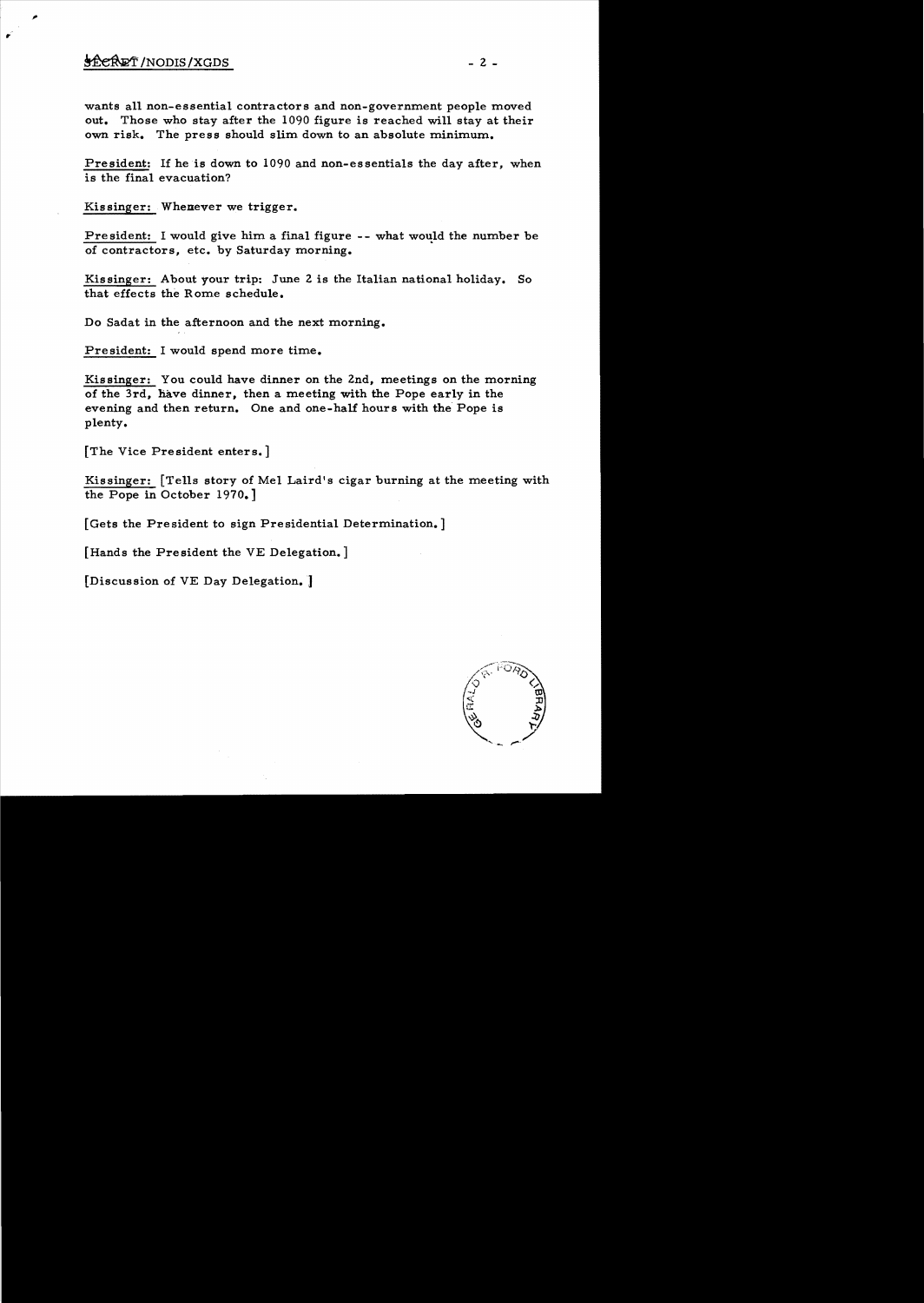wants all non-essential contractors and non-government people moved out. Those who stay after the 1090 figure is reached will stay at their own risk. The press should slim down to an absolute minimum.

President: If he is down to 1090 and non-essentials the day after, when is the final evacuation?

Kissinger: Whenever we trigger.

President: I would give him a final figure -- what would the number be of contractors, etc. by Saturday morning.

Kissinger: About your trip: June 2 is the Italian national holiday. So that effects the Rome schedule.

Do Sadat in the afternoon and the next morning.

President: I would spend more time.

Kissinger: You could have dinner on the 2nd, meetings on the morning of the 3rd, have dinner, then a meeting with the Pope early in the evening and then return. One and one-half hours with the Pope is plenty.

[The Vice President enters.]

Kissinger: [Tells story of Mel Laird's cigar burning at the meeting with the Pope in October 1970.]

[Gets the President to sign Presidential Determination.]

[Hands the President the VE Delegation.]

[Discussion of VE Day Delegation.]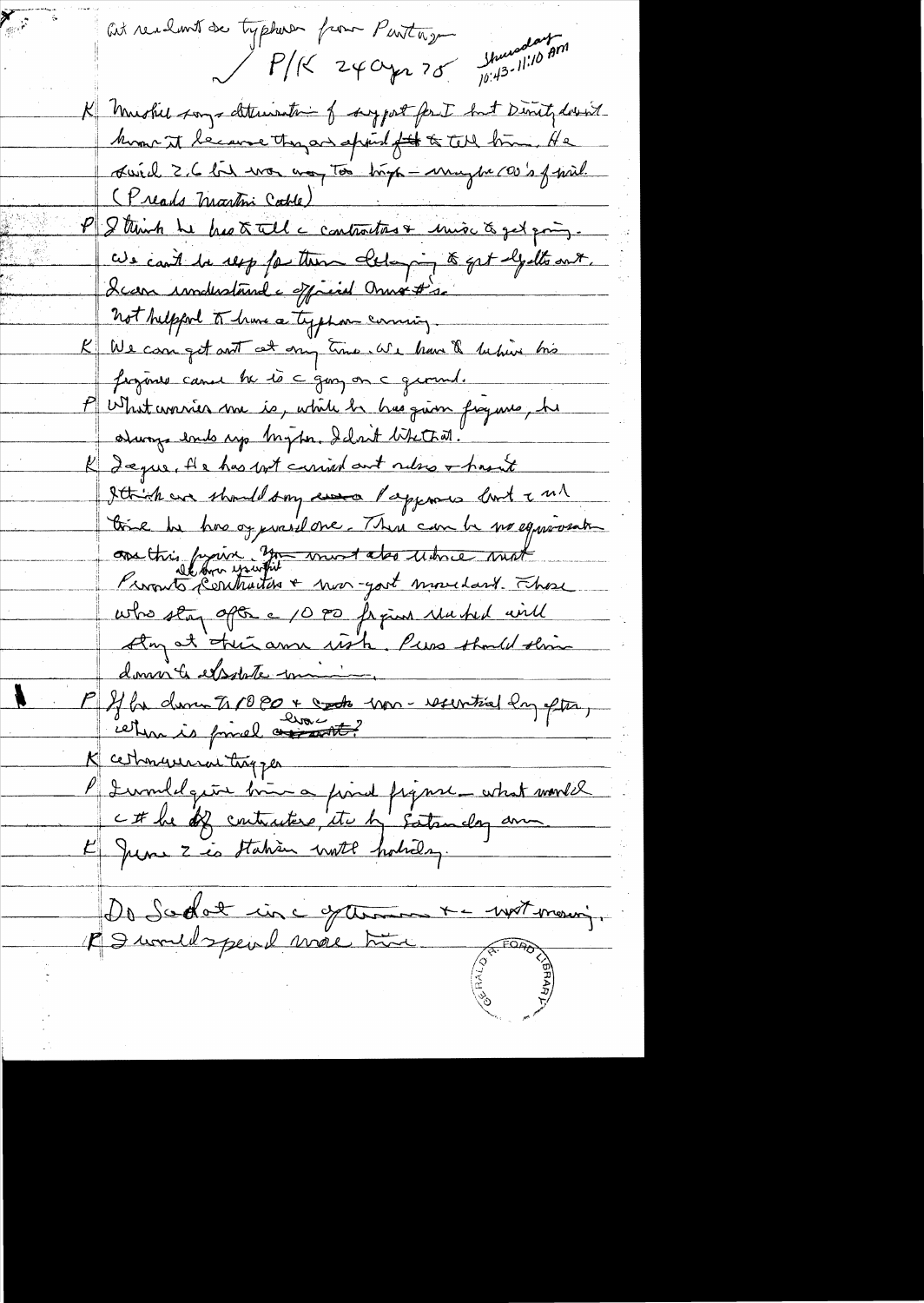Got readout re typhoon from Pentagon

✓ P/K 24 Apr 75 Thursday 10:43-11:10 am

K Martin says determination of support for I but Diners doesn't know it because they are afraid to tell him. He said 2.6 bil was way too high – maybe 100's of mil. (Reads Martin cable)

P I think he has to tell c contractors & misc to get going. We can't be resp for them delaying & get by the out. I can understand c official Amer #'s.
Not helpful to have a typhoon coming.

K We can get out at any time. We have to believe his figures cause he is c guy on c ground.

P What worries me is, while he has given figures, he always ends up higher. I don't like that.

K I agree. He has not carried out orders + hasn't
I think we should say we approve but c rel time he has exp... one. There can be no equivocation on this figure. You must also advise... Private contractors + non-govt... Those who stay after c 1000 figure reached will stay at their own risk. Pres should slim down to absolute minimum.

P If he drawn to 1000 + ... non-essential by after, when is final evac?

K Contingency trigger

P I would give him a final figure – what would c # be of contractors, etc by Saturday am

K June 2 is Staten... holiday.

Do Sadat in c afternoon + not morning.
P I would spend more time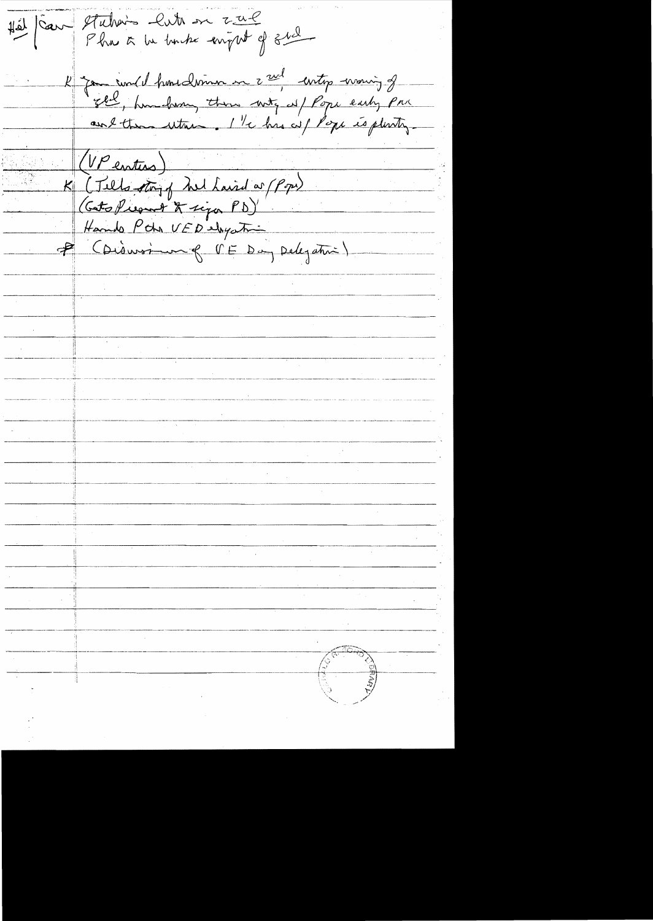Haig / Carr Stations - Coits on 22nd
Plan to be back evening of 22nd

K You could have dinner on 22nd, entrap morning of 23rd, have bring them mtg w/ Pope early pm and then return. 1 1/2 hrs w/ Pope is plenty.

(VP enters)
K (Tells story of Mel Laird w/ Pope)
(Gets Picnic & signs PD)
Hands P the VED delegation
P (Discussion of VE Day Delegation)